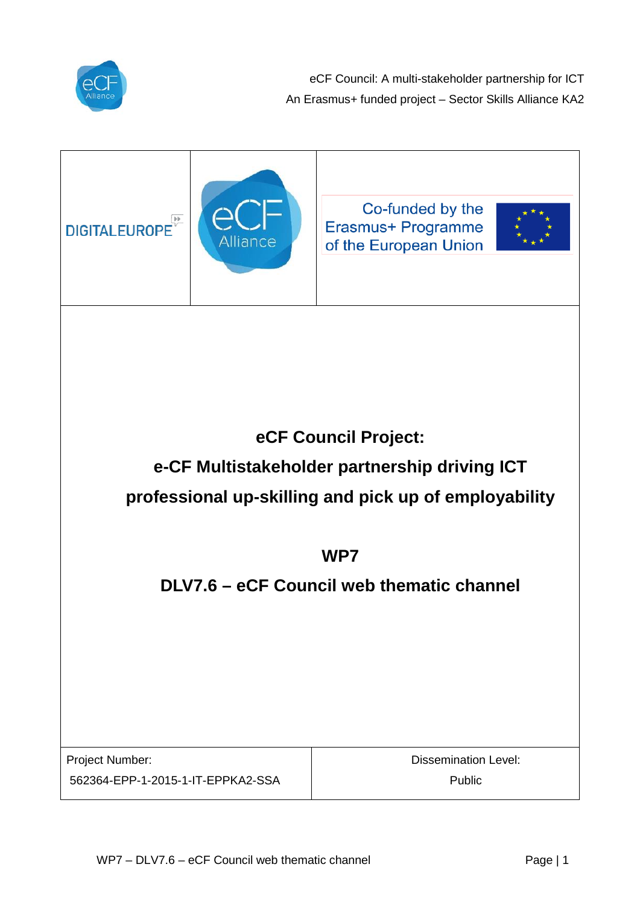eCF Council: A multi-stakeholder partnership for ICT

An Erasmus+ funded project – Sector Skills Alliance KA2

| DIGITALEUROPE | eCF Alliance | Co-funded by the Erasmus+ Programme of the European Union |
|---|---|---|

# eCF Council Project:

# e-CF Multistakeholder partnership driving ICT professional up-skilling and pick up of employability

## WP7

## DLV7.6 – eCF Council web thematic channel

| Project Number: 562364-EPP-1-2015-1-IT-EPPKA2-SSA | Dissemination Level: Public |
|---|---|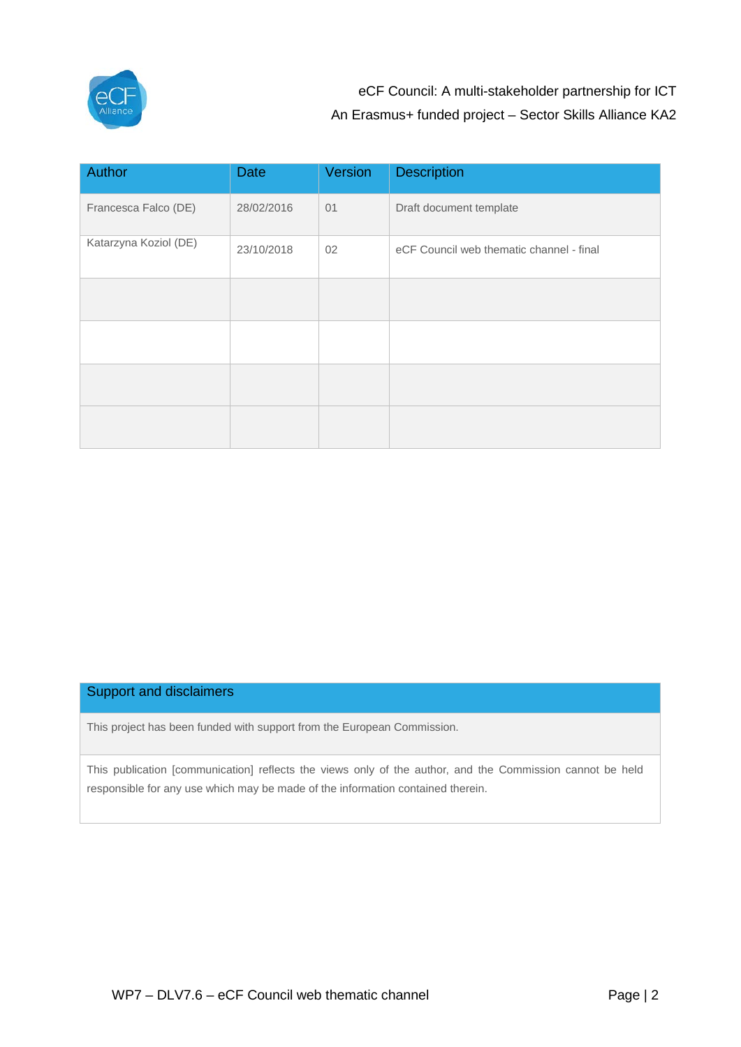| Author | Date | Version | Description |
|---|---|---|---|
| Francesca Falco (DE) | 28/02/2016 | 01 | Draft document template |
| Katarzyna Koziol (DE) | 23/10/2018 | 02 | eCF Council web thematic channel - final |
| | | | |
| | | | |
| | | | |
| | | | |

| Support and disclaimers |
|---|
| This project has been funded with support from the European Commission. |
| This publication [communication] reflects the views only of the author, and the Commission cannot be held responsible for any use which may be made of the information contained therein. |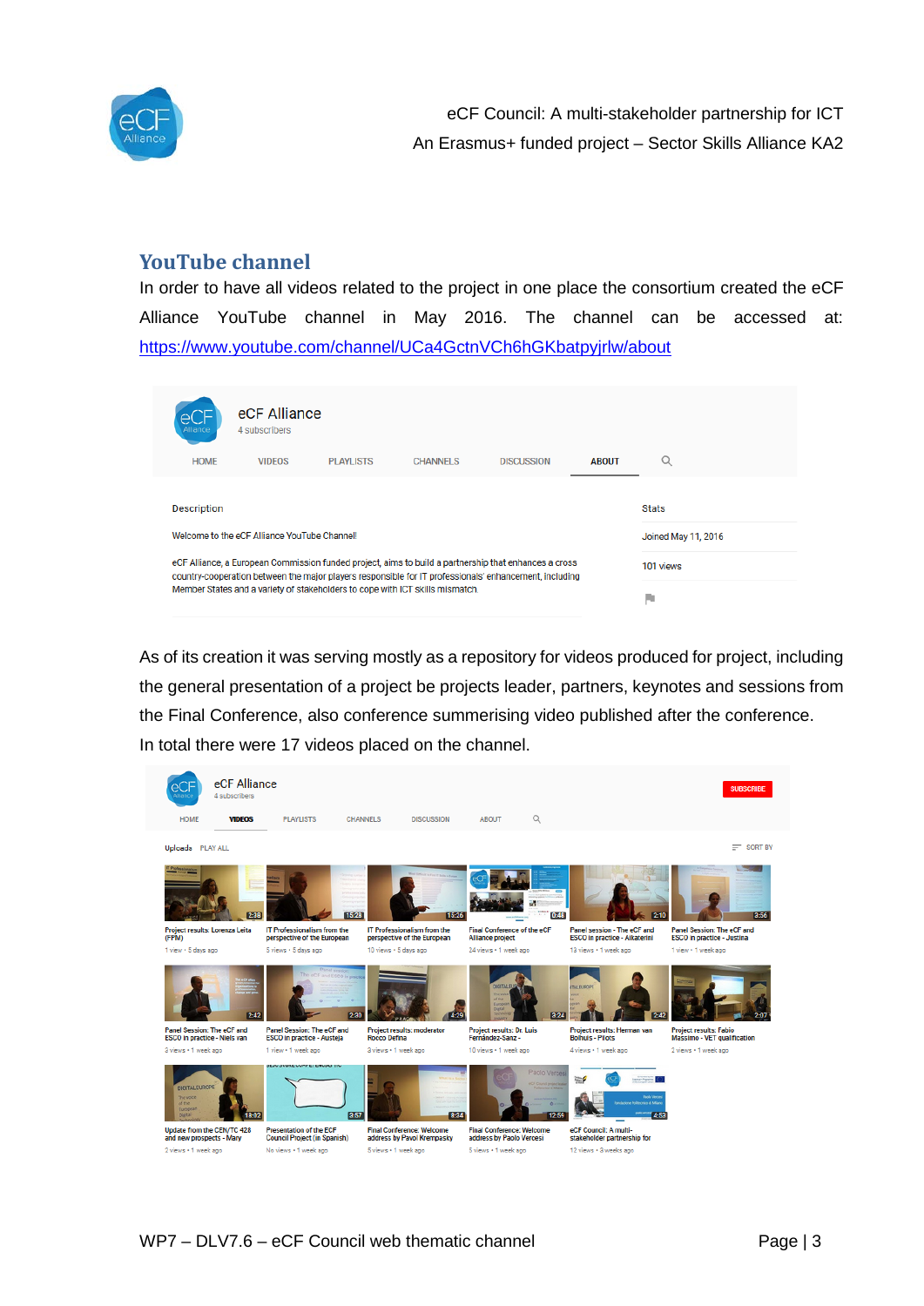## YouTube channel

In order to have all videos related to the project in one place the consortium created the eCF Alliance YouTube channel in May 2016. The channel can be accessed at: https://www.youtube.com/channel/UCa4GctnVCh6hGKbatpyjrlw/about

As of its creation it was serving mostly as a repository for videos produced for project, including the general presentation of a project be projects leader, partners, keynotes and sessions from the Final Conference, also conference summerising video published after the conference.

In total there were 17 videos placed on the channel.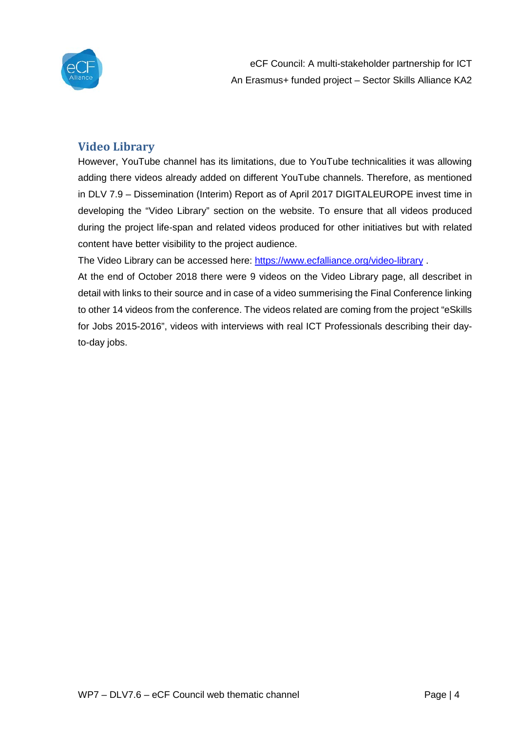## Video Library

However, YouTube channel has its limitations, due to YouTube technicalities it was allowing adding there videos already added on different YouTube channels. Therefore, as mentioned in DLV 7.9 – Dissemination (Interim) Report as of April 2017 DIGITALEUROPE invest time in developing the "Video Library" section on the website. To ensure that all videos produced during the project life-span and related videos produced for other initiatives but with related content have better visibility to the project audience.

The Video Library can be accessed here: [https://www.ecfalliance.org/video-library](https://www.ecfalliance.org/video-library) .

At the end of October 2018 there were 9 videos on the Video Library page, all describet in detail with links to their source and in case of a video summerising the Final Conference linking to other 14 videos from the conference. The videos related are coming from the project "eSkills for Jobs 2015-2016", videos with interviews with real ICT Professionals describing their day-to-day jobs.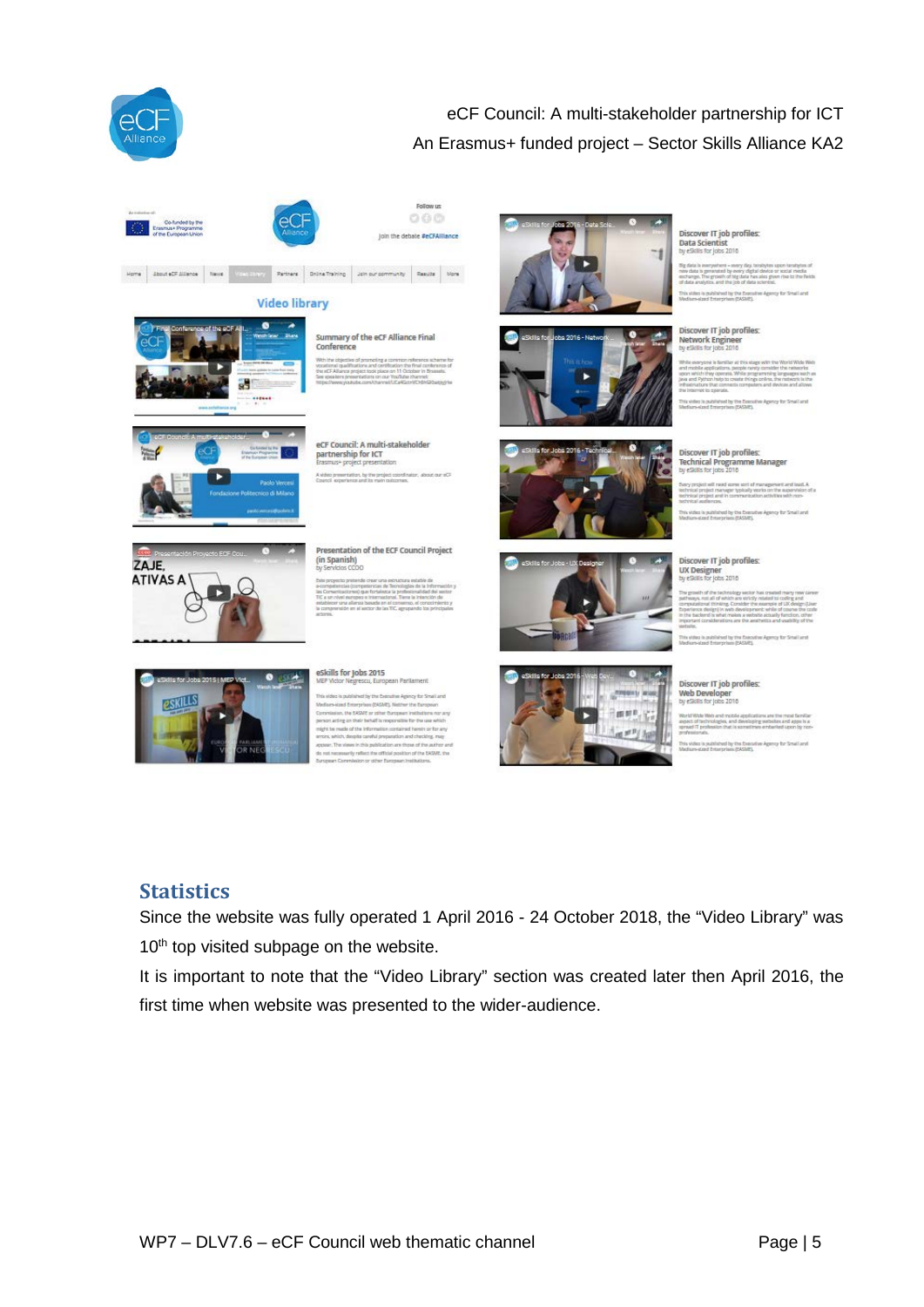## Statistics

Since the website was fully operated 1 April 2016 - 24 October 2018, the “Video Library” was 10th top visited subpage on the website.

It is important to note that the “Video Library” section was created later then April 2016, the first time when website was presented to the wider-audience.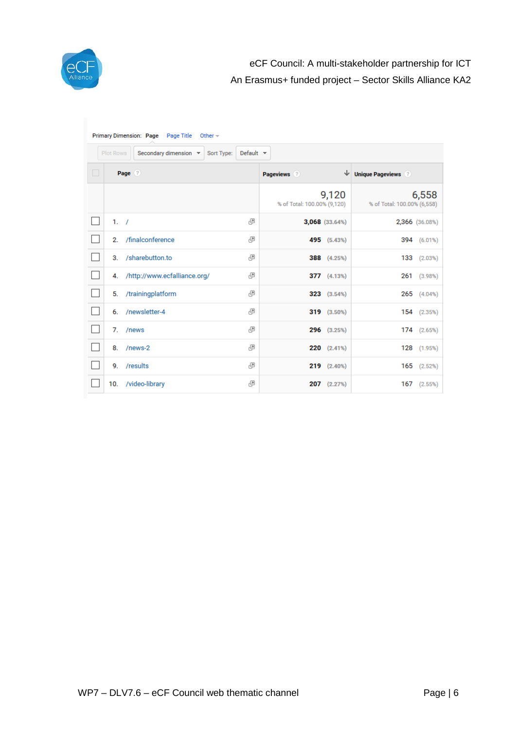Primary Dimension: Page   Page Title   Other

Plot Rows   Secondary dimension   Sort Type: Default

| | Page | Pageviews | Unique Pageviews |
|---|---|---|---|
| | | 9,120<br>% of Total: 100.00% (9,120) | 6,558<br>% of Total: 100.00% (6,558) |
| 1. | / | 3,068 (33.64%) | 2,366 (36.08%) |
| 2. | /finalconference | 495 (5.43%) | 394 (6.01%) |
| 3. | /sharebutton.to | 388 (4.25%) | 133 (2.03%) |
| 4. | /http://www.ecfalliance.org/ | 377 (4.13%) | 261 (3.98%) |
| 5. | /trainingplatform | 323 (3.54%) | 265 (4.04%) |
| 6. | /newsletter-4 | 319 (3.50%) | 154 (2.35%) |
| 7. | /news | 296 (3.25%) | 174 (2.65%) |
| 8. | /news-2 | 220 (2.41%) | 128 (1.95%) |
| 9. | /results | 219 (2.40%) | 165 (2.52%) |
| 10. | /video-library | 207 (2.27%) | 167 (2.55%) |